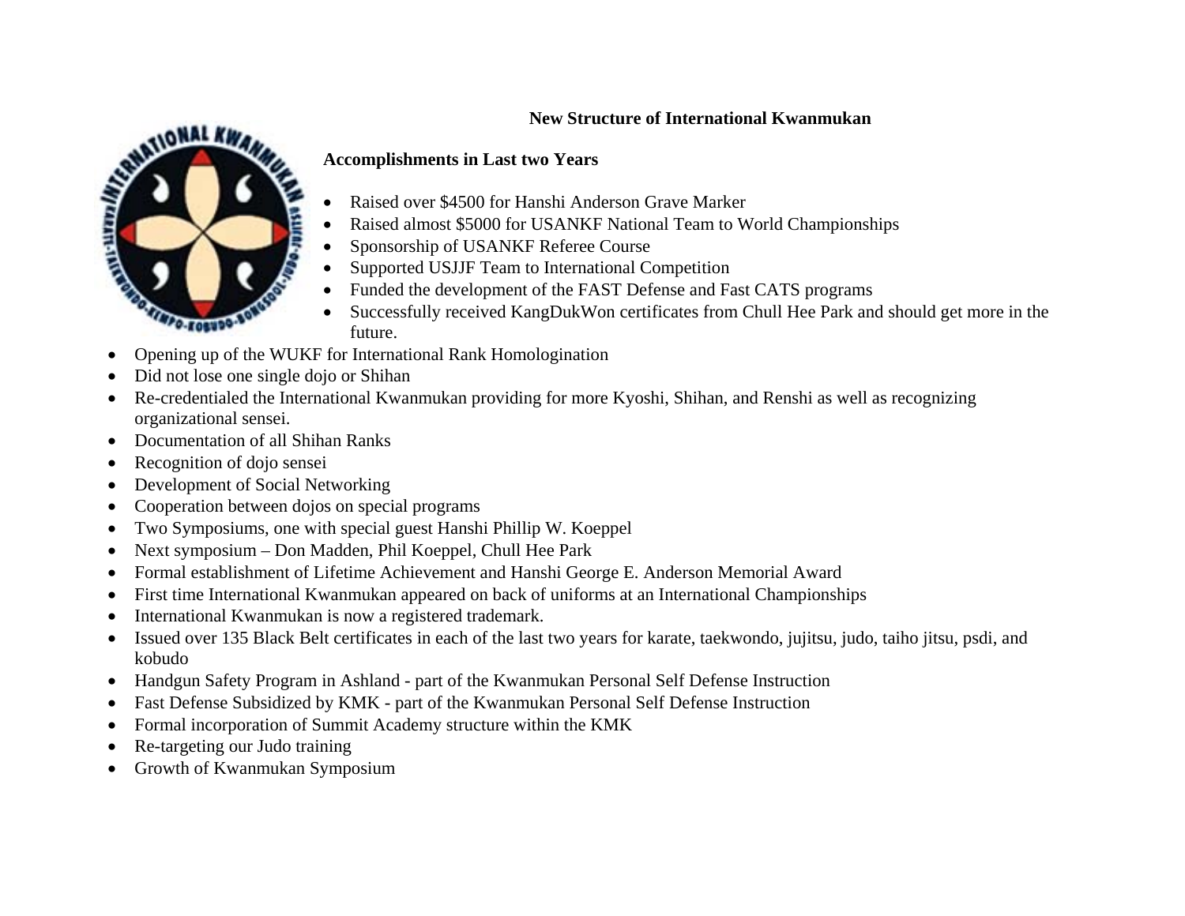## New Structure of International Kwanmukan

### Accomplishments in Last two Years

- Raised over $4500 for Hanshi Anderson Grave Marker
- Raised almost $5000 for USANKF National Team to World Championships
- Sponsorship of USANKF Referee Course
- Supported USJJF Team to International Competition
- Funded the development of the FAST Defense and Fast CATS programs
- Successfully received KangDukWon certificates from Chull Hee Park and should get more in the future.
- Opening up of the WUKF for International Rank Homologination
- Did not lose one single dojo or Shihan
- Re-credentialed the International Kwanmukan providing for more Kyoshi, Shihan, and Renshi as well as recognizing organizational sensei.
- Documentation of all Shihan Ranks
- Recognition of dojo sensei
- Development of Social Networking
- Cooperation between dojos on special programs
- Two Symposiums, one with special guest Hanshi Phillip W. Koeppel
- Next symposium – Don Madden, Phil Koeppel, Chull Hee Park
- Formal establishment of Lifetime Achievement and Hanshi George E. Anderson Memorial Award
- First time International Kwanmukan appeared on back of uniforms at an International Championships
- International Kwanmukan is now a registered trademark.
- Issued over 135 Black Belt certificates in each of the last two years for karate, taekwondo, jujitsu, judo, taiho jitsu, psdi, and kobudo
- Handgun Safety Program in Ashland - part of the Kwanmukan Personal Self Defense Instruction
- Fast Defense Subsidized by KMK - part of the Kwanmukan Personal Self Defense Instruction
- Formal incorporation of Summit Academy structure within the KMK
- Re-targeting our Judo training
- Growth of Kwanmukan Symposium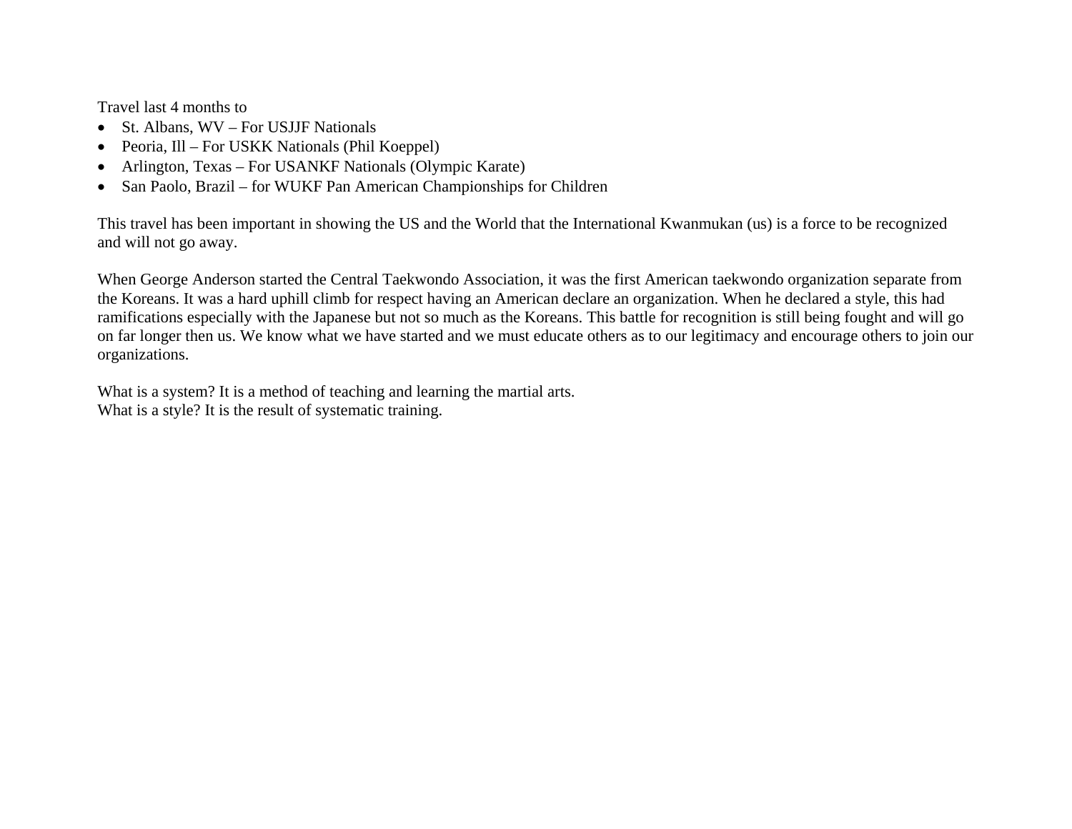Travel last 4 months to

- St. Albans, WV – For USJJF Nationals
- Peoria, Ill – For USKK Nationals (Phil Koeppel)
- Arlington, Texas – For USANKF Nationals (Olympic Karate)
- San Paolo, Brazil – for WUKF Pan American Championships for Children

This travel has been important in showing the US and the World that the International Kwanmukan (us) is a force to be recognized and will not go away.

When George Anderson started the Central Taekwondo Association, it was the first American taekwondo organization separate from the Koreans. It was a hard uphill climb for respect having an American declare an organization. When he declared a style, this had ramifications especially with the Japanese but not so much as the Koreans. This battle for recognition is still being fought and will go on far longer then us. We know what we have started and we must educate others as to our legitimacy and encourage others to join our organizations.

What is a system? It is a method of teaching and learning the martial arts.
What is a style? It is the result of systematic training.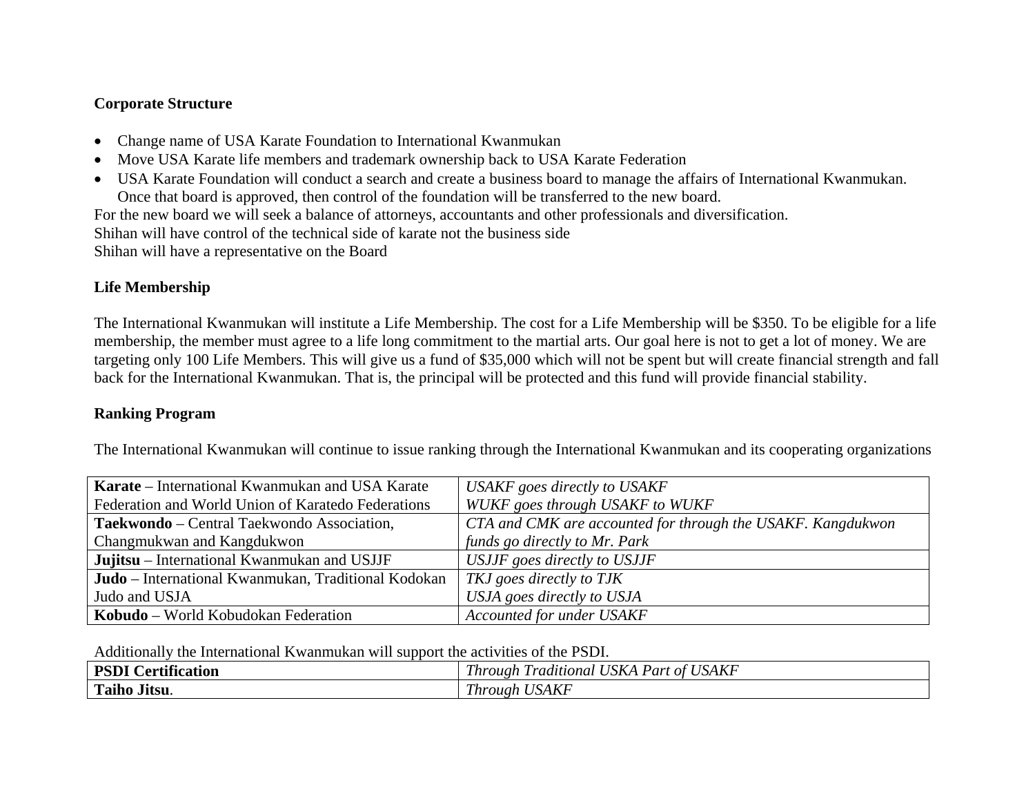**Corporate Structure**

- Change name of USA Karate Foundation to International Kwanmukan
- Move USA Karate life members and trademark ownership back to USA Karate Federation
- USA Karate Foundation will conduct a search and create a business board to manage the affairs of International Kwanmukan. Once that board is approved, then control of the foundation will be transferred to the new board.

For the new board we will seek a balance of attorneys, accountants and other professionals and diversification.
Shihan will have control of the technical side of karate not the business side
Shihan will have a representative on the Board

**Life Membership**

The International Kwanmukan will institute a Life Membership. The cost for a Life Membership will be $350. To be eligible for a life membership, the member must agree to a life long commitment to the martial arts. Our goal here is not to get a lot of money. We are targeting only 100 Life Members. This will give us a fund of $35,000 which will not be spent but will create financial strength and fall back for the International Kwanmukan. That is, the principal will be protected and this fund will provide financial stability.

**Ranking Program**

The International Kwanmukan will continue to issue ranking through the International Kwanmukan and its cooperating organizations

| | |
|---|---|
| **Karate** – International Kwanmukan and USA Karate Federation and World Union of Karatedo Federations | *USAKF goes directly to USAKF*<br>*WUKF goes through USAKF to WUKF* |
| **Taekwondo** – Central Taekwondo Association, Changmukwan and Kangdukwon | *CTA and CMK are accounted for through the USAKF. Kangdukwon funds go directly to Mr. Park* |
| **Jujitsu** – International Kwanmukan and USJJF | *USJJF goes directly to USJJF* |
| **Judo** – International Kwanmukan, Traditional Kodokan Judo and USJA | *TKJ goes directly to TJK*<br>*USJA goes directly to USJA* |
| **Kobudo** – World Kobudokan Federation | *Accounted for under USAKF* |

Additionally the International Kwanmukan will support the activities of the PSDI.

| | |
|---|---|
| **PSDI Certification** | *Through Traditional USKA Part of USAKF* |
| **Taiho Jitsu**. | *Through USAKF* |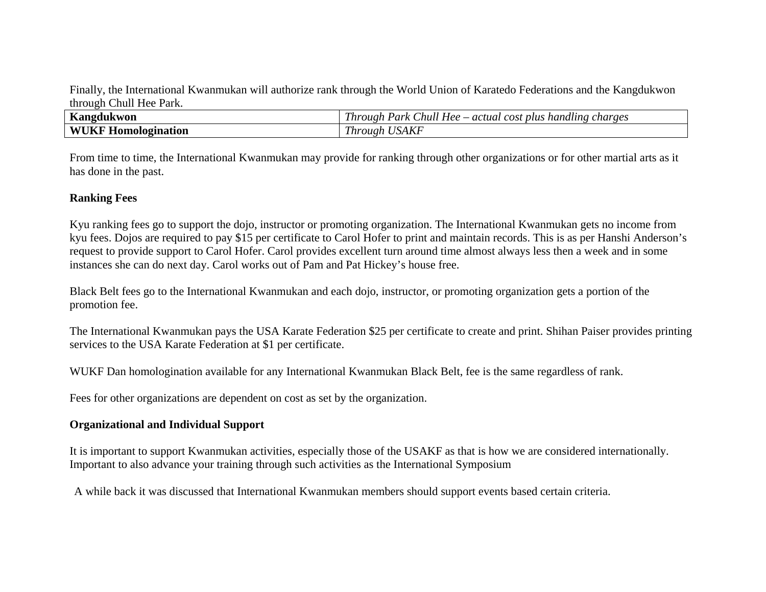Finally, the International Kwanmukan will authorize rank through the World Union of Karatedo Federations and the Kangdukwon through Chull Hee Park.

| **Kangdukwon** | *Through Park Chull Hee – actual cost plus handling charges* |
|---|---|
| **WUKF Homologination** | *Through USAKF* |

From time to time, the International Kwanmukan may provide for ranking through other organizations or for other martial arts as it has done in the past.

**Ranking Fees**

Kyu ranking fees go to support the dojo, instructor or promoting organization. The International Kwanmukan gets no income from kyu fees. Dojos are required to pay $15 per certificate to Carol Hofer to print and maintain records. This is as per Hanshi Anderson's request to provide support to Carol Hofer. Carol provides excellent turn around time almost always less then a week and in some instances she can do next day. Carol works out of Pam and Pat Hickey's house free.

Black Belt fees go to the International Kwanmukan and each dojo, instructor, or promoting organization gets a portion of the promotion fee.

The International Kwanmukan pays the USA Karate Federation $25 per certificate to create and print. Shihan Paiser provides printing services to the USA Karate Federation at $1 per certificate.

WUKF Dan homologination available for any International Kwanmukan Black Belt, fee is the same regardless of rank.

Fees for other organizations are dependent on cost as set by the organization.

**Organizational and Individual Support**

It is important to support Kwanmukan activities, especially those of the USAKF as that is how we are considered internationally. Important to also advance your training through such activities as the International Symposium

A while back it was discussed that International Kwanmukan members should support events based certain criteria.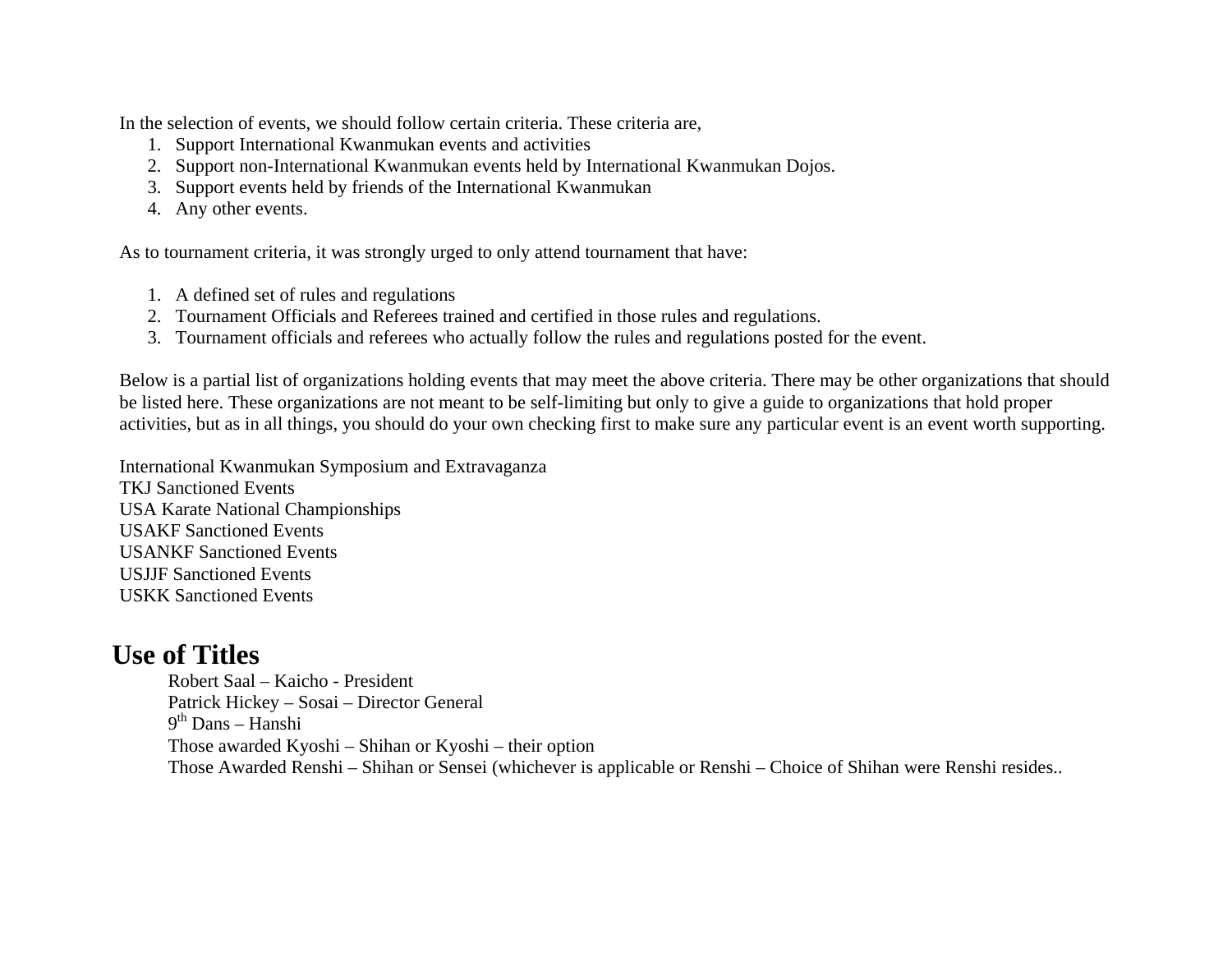In the selection of events, we should follow certain criteria. These criteria are,

1. Support International Kwanmukan events and activities
2. Support non-International Kwanmukan events held by International Kwanmukan Dojos.
3. Support events held by friends of the International Kwanmukan
4. Any other events.

As to tournament criteria, it was strongly urged to only attend tournament that have:

1. A defined set of rules and regulations
2. Tournament Officials and Referees trained and certified in those rules and regulations.
3. Tournament officials and referees who actually follow the rules and regulations posted for the event.

Below is a partial list of organizations holding events that may meet the above criteria. There may be other organizations that should be listed here. These organizations are not meant to be self-limiting but only to give a guide to organizations that hold proper activities, but as in all things, you should do your own checking first to make sure any particular event is an event worth supporting.

International Kwanmukan Symposium and Extravaganza
TKJ Sanctioned Events
USA Karate National Championships
USAKF Sanctioned Events
USANKF Sanctioned Events
USJJF Sanctioned Events
USKK Sanctioned Events

## Use of Titles

Robert Saal – Kaicho - President
Patrick Hickey – Sosai – Director General
9th Dans – Hanshi
Those awarded Kyoshi – Shihan or Kyoshi – their option
Those Awarded Renshi – Shihan or Sensei (whichever is applicable or Renshi – Choice of Shihan were Renshi resides..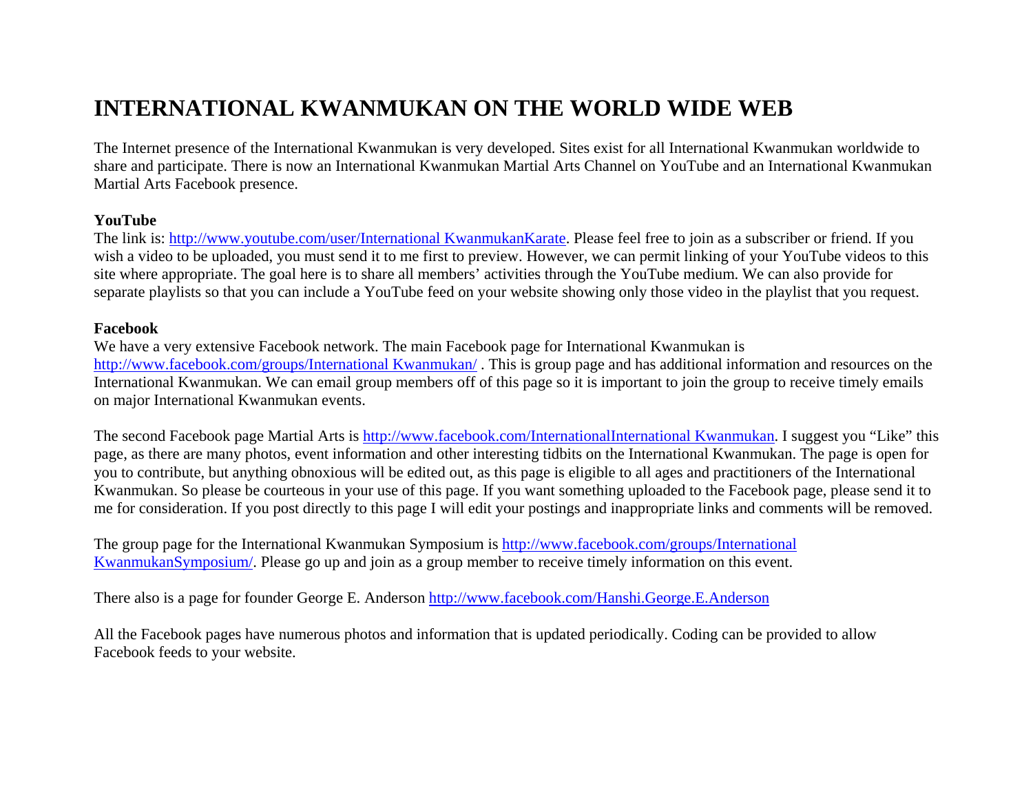# INTERNATIONAL KWANMUKAN ON THE WORLD WIDE WEB

The Internet presence of the International Kwanmukan is very developed. Sites exist for all International Kwanmukan worldwide to share and participate. There is now an International Kwanmukan Martial Arts Channel on YouTube and an International Kwanmukan Martial Arts Facebook presence.

**YouTube**

The link is: [http://www.youtube.com/user/International KwanmukanKarate](http://www.youtube.com/user/International KwanmukanKarate). Please feel free to join as a subscriber or friend. If you wish a video to be uploaded, you must send it to me first to preview. However, we can permit linking of your YouTube videos to this site where appropriate. The goal here is to share all members' activities through the YouTube medium. We can also provide for separate playlists so that you can include a YouTube feed on your website showing only those video in the playlist that you request.

**Facebook**

We have a very extensive Facebook network. The main Facebook page for International Kwanmukan is [http://www.facebook.com/groups/International Kwanmukan/](http://www.facebook.com/groups/International Kwanmukan/) . This is group page and has additional information and resources on the International Kwanmukan. We can email group members off of this page so it is important to join the group to receive timely emails on major International Kwanmukan events.

The second Facebook page Martial Arts is [http://www.facebook.com/InternationalInternational Kwanmukan](http://www.facebook.com/InternationalInternational Kwanmukan). I suggest you "Like" this page, as there are many photos, event information and other interesting tidbits on the International Kwanmukan. The page is open for you to contribute, but anything obnoxious will be edited out, as this page is eligible to all ages and practitioners of the International Kwanmukan. So please be courteous in your use of this page. If you want something uploaded to the Facebook page, please send it to me for consideration. If you post directly to this page I will edit your postings and inappropriate links and comments will be removed.

The group page for the International Kwanmukan Symposium is [http://www.facebook.com/groups/International KwanmukanSymposium/](http://www.facebook.com/groups/International KwanmukanSymposium/). Please go up and join as a group member to receive timely information on this event.

There also is a page for founder George E. Anderson [http://www.facebook.com/Hanshi.George.E.Anderson](http://www.facebook.com/Hanshi.George.E.Anderson)

All the Facebook pages have numerous photos and information that is updated periodically. Coding can be provided to allow Facebook feeds to your website.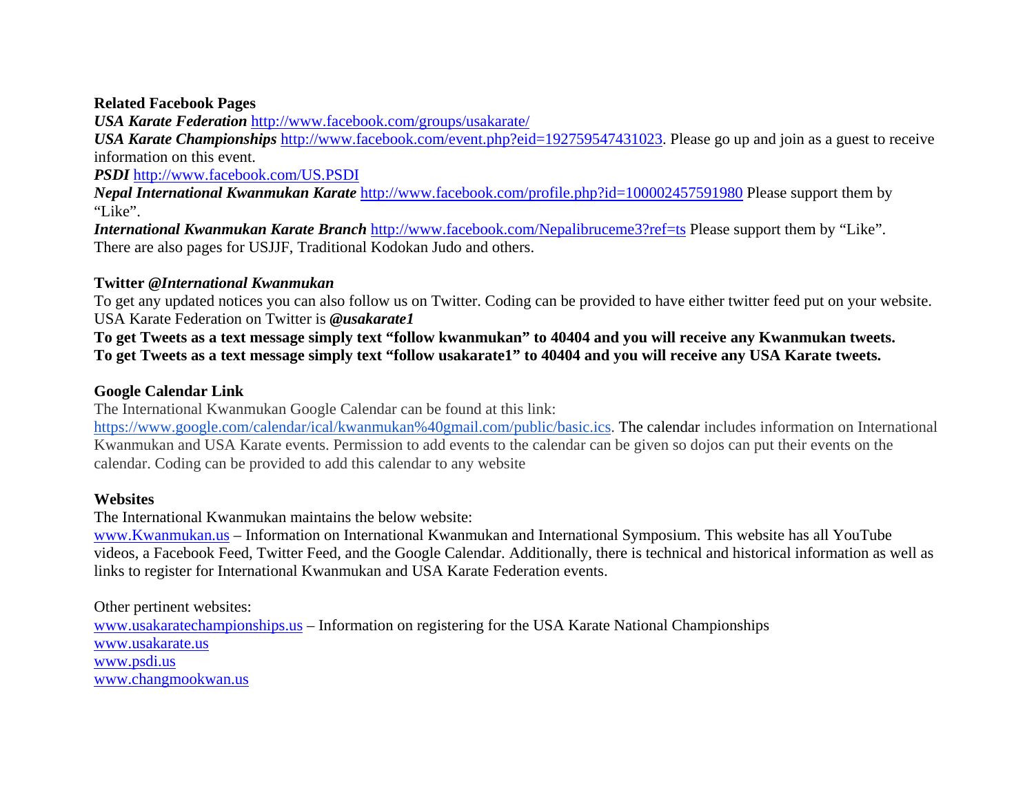**Related Facebook Pages**

***USA Karate Federation*** http://www.facebook.com/groups/usakarate/

***USA Karate Championships*** http://www.facebook.com/event.php?eid=192759547431023. Please go up and join as a guest to receive information on this event.

***PSDI*** http://www.facebook.com/US.PSDI

***Nepal International Kwanmukan Karate*** http://www.facebook.com/profile.php?id=100002457591980 Please support them by "Like".

***International Kwanmukan Karate Branch*** http://www.facebook.com/Nepalibruceme3?ref=ts Please support them by "Like".

There are also pages for USJJF, Traditional Kodokan Judo and others.

**Twitter @*International Kwanmukan***

To get any updated notices you can also follow us on Twitter. Coding can be provided to have either twitter feed put on your website. USA Karate Federation on Twitter is ***@usakarate1***

**To get Tweets as a text message simply text "follow kwanmukan" to 40404 and you will receive any Kwanmukan tweets.**

**To get Tweets as a text message simply text "follow usakarate1" to 40404 and you will receive any USA Karate tweets.**

**Google Calendar Link**

The International Kwanmukan Google Calendar can be found at this link: https://www.google.com/calendar/ical/kwanmukan%40gmail.com/public/basic.ics. The calendar includes information on International Kwanmukan and USA Karate events. Permission to add events to the calendar can be given so dojos can put their events on the calendar. Coding can be provided to add this calendar to any website

**Websites**

The International Kwanmukan maintains the below website:

www.Kwanmukan.us – Information on International Kwanmukan and International Symposium. This website has all YouTube videos, a Facebook Feed, Twitter Feed, and the Google Calendar. Additionally, there is technical and historical information as well as links to register for International Kwanmukan and USA Karate Federation events.

Other pertinent websites:

www.usakaratechampionships.us – Information on registering for the USA Karate National Championships

www.usakarate.us

www.psdi.us

www.changmookwan.us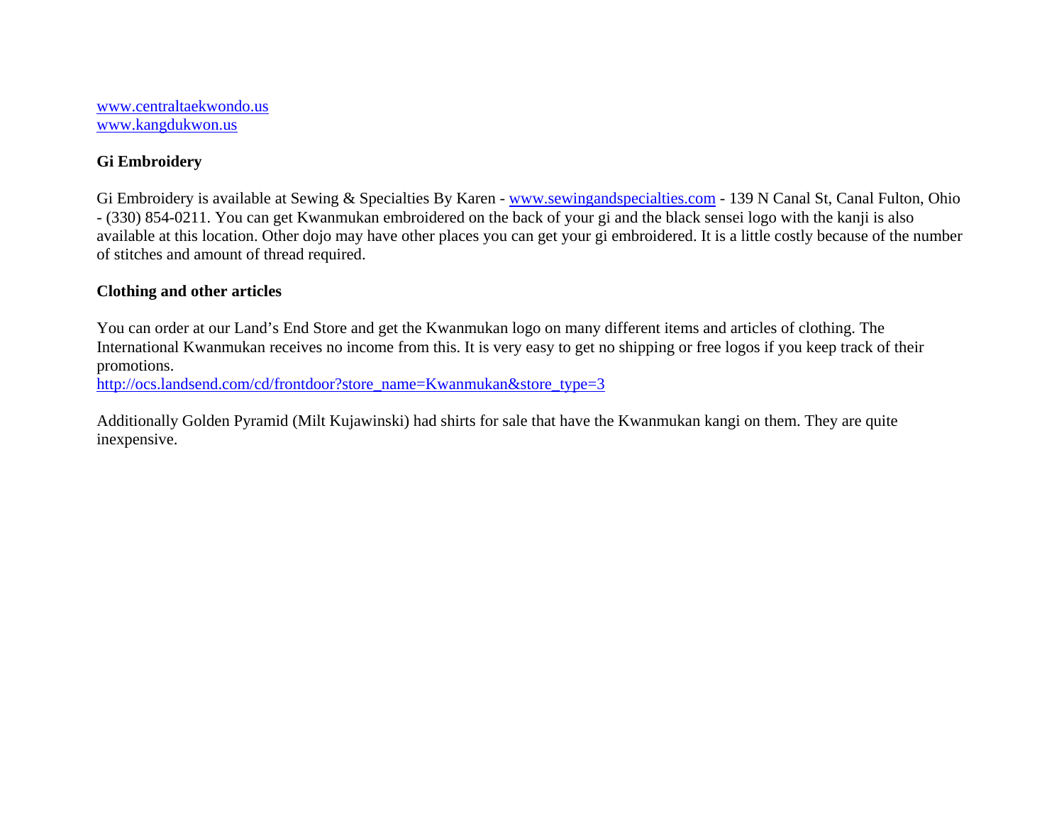[www.centraltaekwondo.us](http://www.centraltaekwondo.us)
[www.kangdukwon.us](http://www.kangdukwon.us)

**Gi Embroidery**

Gi Embroidery is available at Sewing & Specialties By Karen - [www.sewingandspecialties.com](http://www.sewingandspecialties.com) - 139 N Canal St, Canal Fulton, Ohio - (330) 854-0211. You can get Kwanmukan embroidered on the back of your gi and the black sensei logo with the kanji is also available at this location. Other dojo may have other places you can get your gi embroidered. It is a little costly because of the number of stitches and amount of thread required.

**Clothing and other articles**

You can order at our Land's End Store and get the Kwanmukan logo on many different items and articles of clothing. The International Kwanmukan receives no income from this. It is very easy to get no shipping or free logos if you keep track of their promotions.
[http://ocs.landsend.com/cd/frontdoor?store_name=Kwanmukan&store_type=3](http://ocs.landsend.com/cd/frontdoor?store_name=Kwanmukan&store_type=3)

Additionally Golden Pyramid (Milt Kujawinski) had shirts for sale that have the Kwanmukan kangi on them. They are quite inexpensive.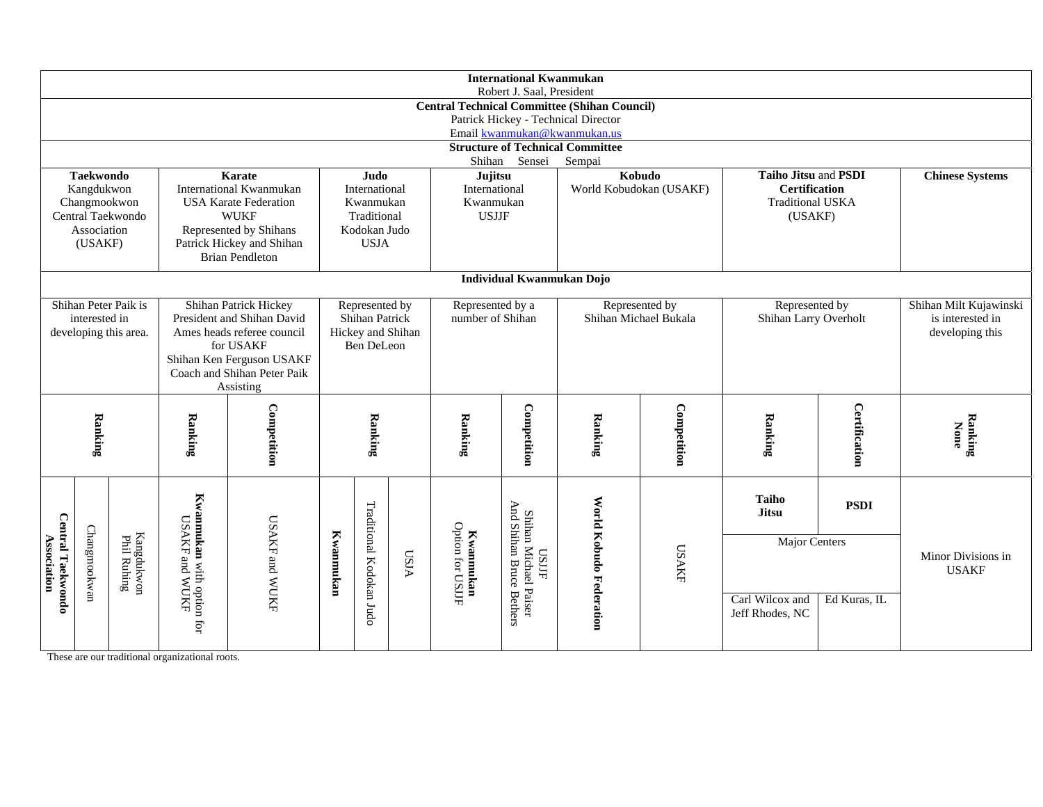**International Kwanmukan**
Robert J. Saal, President

**Central Technical Committee (Shihan Council)**
Patrick Hickey - Technical Director
Email kwanmukan@kwanmukan.us

**Structure of Technical Committee**
Shihan Sensei Sempai

| **Taekwondo** | | | **Karate** | | **Judo** | | | **Jujitsu** | | **Kobudo** | | **Taiho Jitsu** and **PSDI Certification** | | **Chinese Systems** |
|---|---|---|---|---|---|---|---|---|---|---|---|---|---|---|
| Kangdukwon Changmookwon Central Taekwondo Association (USAKF) | | | International Kwanmukan USA Karate Federation WUKF Represented by Shihans Patrick Hickey and Shihan Brian Pendleton | | International Kwanmukan Traditional Kodokan Judo USJA | | | International Kwanmukan USJJF | | World Kobudokan (USAKF) | | Traditional USKA (USAKF) | | |
| **Individual Kwanmukan Dojo** | | | | | | | | | | | | | | |
| Shihan Peter Paik is interested in developing this area. | | | Shihan Patrick Hickey President and Shihan David Ames heads referee council for USAKF Shihan Ken Ferguson USAKF Coach and Shihan Peter Paik Assisting | | Represented by Shihan Patrick Hickey and Shihan Ben DeLeon | | | Represented by a number of Shihan | | Represented by Shihan Michael Bukala | | Represented by Shihan Larry Overholt | | Shihan Milt Kujawinski is interested in developing this |
| **Ranking** | | | **Ranking** | **Competition** | **Ranking** | | | **Ranking** | **Competition** | **Ranking** | **Competition** | **Ranking** | **Certification** | **Ranking None** |
| **Central Taekwondo Association** | Changmookwan | Kangdukwon Phil Ruhing | **Kwanmukan** with option for USAKF and WUKF | USAKF and WUKF | **Kwanmukan** | Traditional Kodokan Judo | USJA | **Kwanmukan** Option for USJJF | USJJF Shihan Michael Paiser And Shihan Bruce Bethers | **World Kobudo Federation** | USAKF | **Taiho Jitsu** Major Centers Carl Wilcox and Jeff Rhodes, NC | **PSDI** Ed Kuras, IL | Minor Divisions in USAKF |

These are our traditional organizational roots.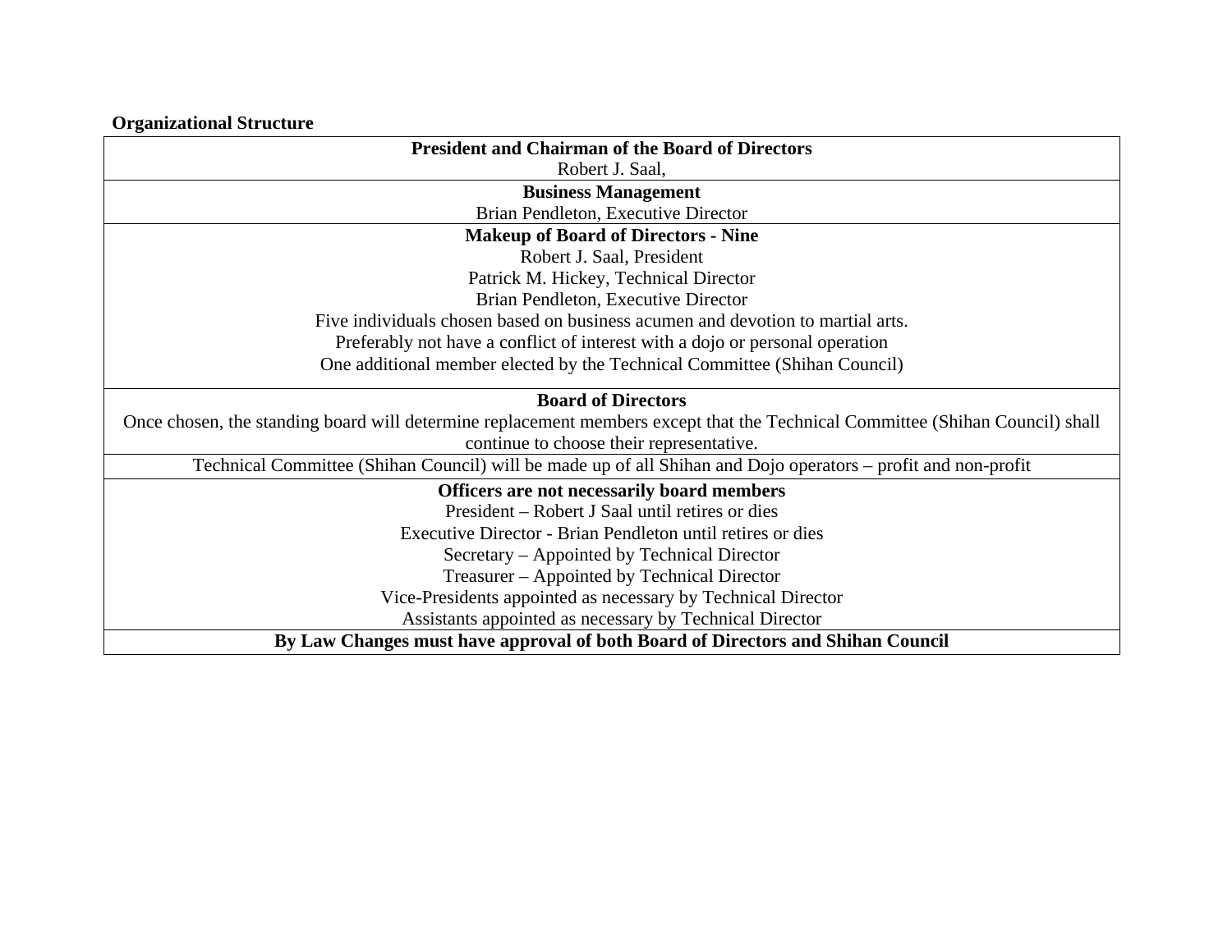**Organizational Structure**

| |
|---|
| **President and Chairman of the Board of Directors**<br>Robert J. Saal, |
| **Business Management**<br>Brian Pendleton, Executive Director |
| **Makeup of Board of Directors - Nine**<br>Robert J. Saal, President<br>Patrick M. Hickey, Technical Director<br>Brian Pendleton, Executive Director<br>Five individuals chosen based on business acumen and devotion to martial arts.<br>Preferably not have a conflict of interest with a dojo or personal operation<br>One additional member elected by the Technical Committee (Shihan Council) |
| **Board of Directors**<br>Once chosen, the standing board will determine replacement members except that the Technical Committee (Shihan Council) shall continue to choose their representative. |
| Technical Committee (Shihan Council) will be made up of all Shihan and Dojo operators – profit and non-profit |
| **Officers are not necessarily board members**<br>President – Robert J Saal until retires or dies<br>Executive Director - Brian Pendleton until retires or dies<br>Secretary – Appointed by Technical Director<br>Treasurer – Appointed by Technical Director<br>Vice-Presidents appointed as necessary by Technical Director<br>Assistants appointed as necessary by Technical Director |
| **By Law Changes must have approval of both Board of Directors and Shihan Council** |